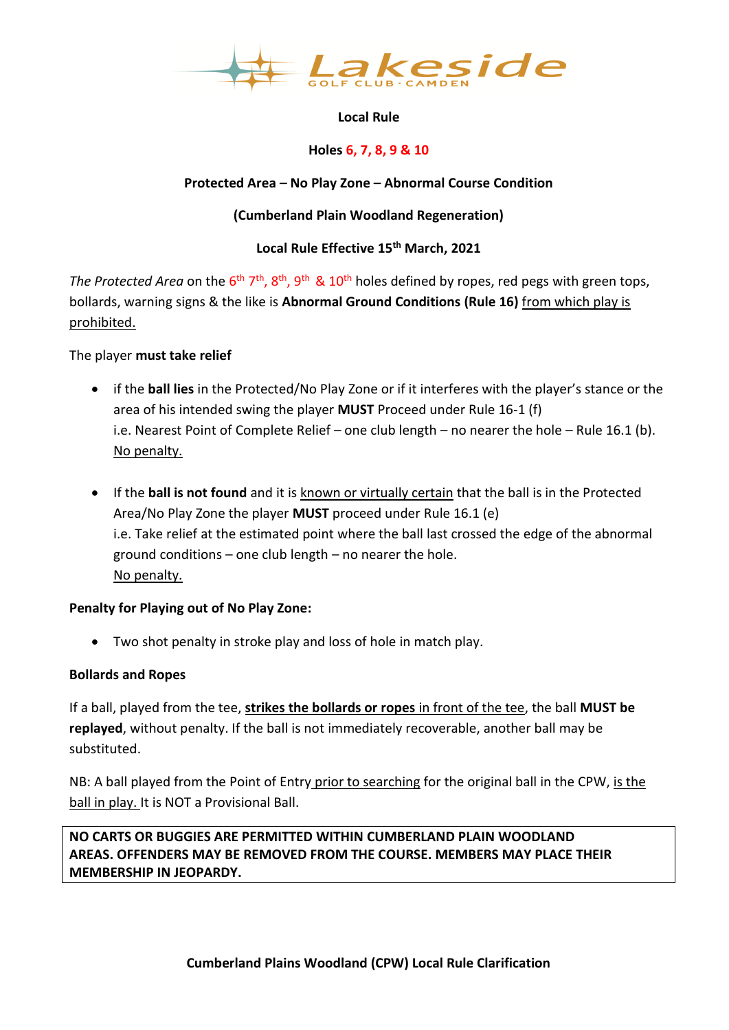Lakeside
GOLF CLUB · CAMDEN

**Local Rule**

**Holes 6, 7, 8, 9 & 10**

**Protected Area – No Play Zone – Abnormal Course Condition**

**(Cumberland Plain Woodland Regeneration)**

**Local Rule Effective 15th March, 2021**

*The Protected Area* on the 6th 7th, 8th, 9th & 10th holes defined by ropes, red pegs with green tops, bollards, warning signs & the like is **Abnormal Ground Conditions (Rule 16)** from which play is prohibited.

The player **must take relief**

- if the **ball lies** in the Protected/No Play Zone or if it interferes with the player's stance or the area of his intended swing the player **MUST** Proceed under Rule 16-1 (f)
  i.e. Nearest Point of Complete Relief – one club length – no nearer the hole – Rule 16.1 (b).
  No penalty.

- If the **ball is not found** and it is known or virtually certain that the ball is in the Protected Area/No Play Zone the player **MUST** proceed under Rule 16.1 (e)
  i.e. Take relief at the estimated point where the ball last crossed the edge of the abnormal ground conditions – one club length – no nearer the hole.
  No penalty.

**Penalty for Playing out of No Play Zone:**

- Two shot penalty in stroke play and loss of hole in match play.

**Bollards and Ropes**

If a ball, played from the tee, **strikes the bollards or ropes** in front of the tee, the ball **MUST be replaced**, without penalty. If the ball is not immediately recoverable, another ball may be substituted.

NB: A ball played from the Point of Entry prior to searching for the original ball in the CPW, is the ball in play. It is NOT a Provisional Ball.

**NO CARTS OR BUGGIES ARE PERMITTED WITHIN CUMBERLAND PLAIN WOODLAND AREAS. OFFENDERS MAY BE REMOVED FROM THE COURSE. MEMBERS MAY PLACE THEIR MEMBERSHIP IN JEOPARDY.**

**Cumberland Plains Woodland (CPW) Local Rule Clarification**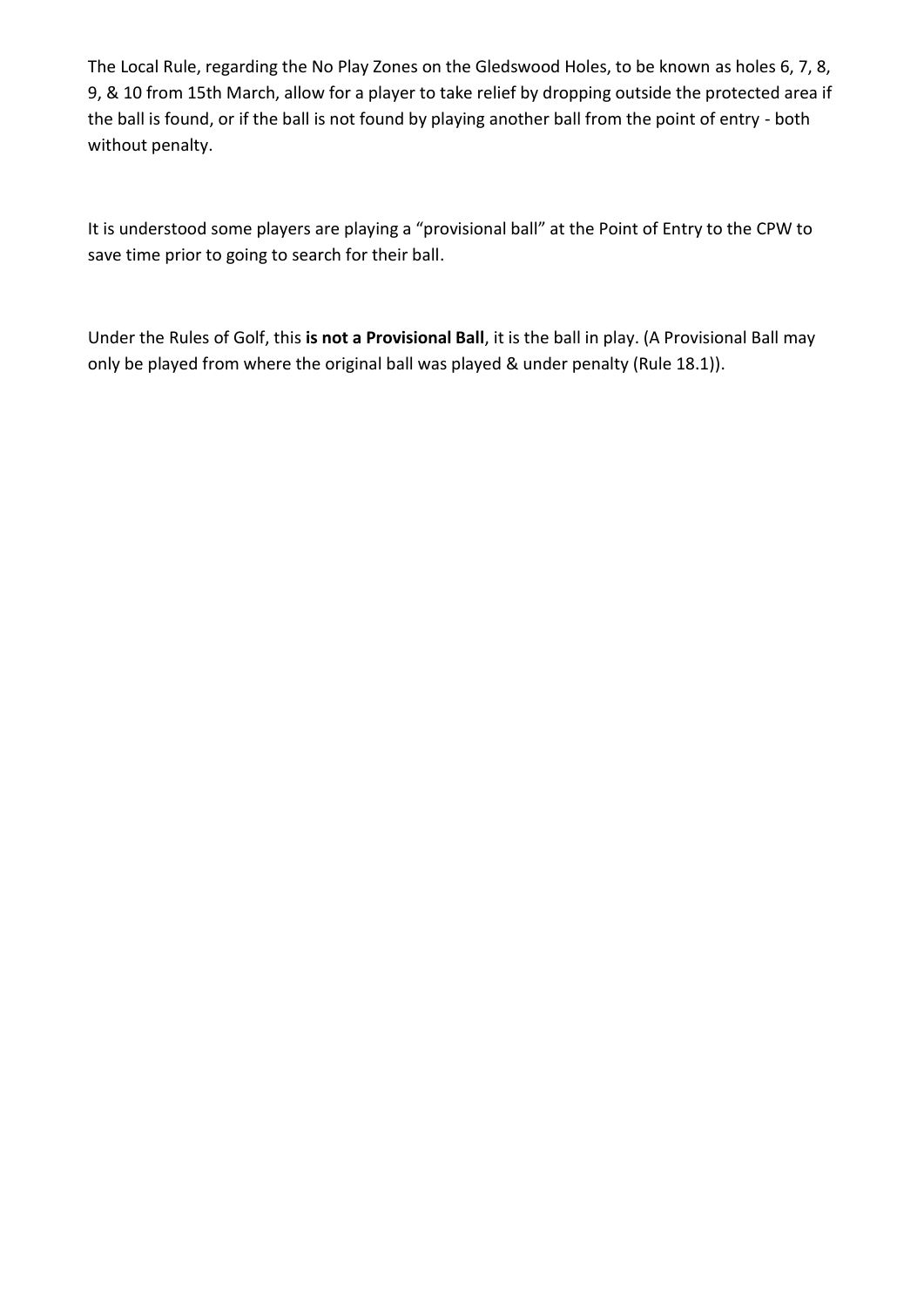The Local Rule, regarding the No Play Zones on the Gledswood Holes, to be known as holes 6, 7, 8, 9, & 10 from 15th March, allow for a player to take relief by dropping outside the protected area if the ball is found, or if the ball is not found by playing another ball from the point of entry - both without penalty.

It is understood some players are playing a "provisional ball" at the Point of Entry to the CPW to save time prior to going to search for their ball.

Under the Rules of Golf, this **is not a Provisional Ball**, it is the ball in play. (A Provisional Ball may only be played from where the original ball was played & under penalty (Rule 18.1)).